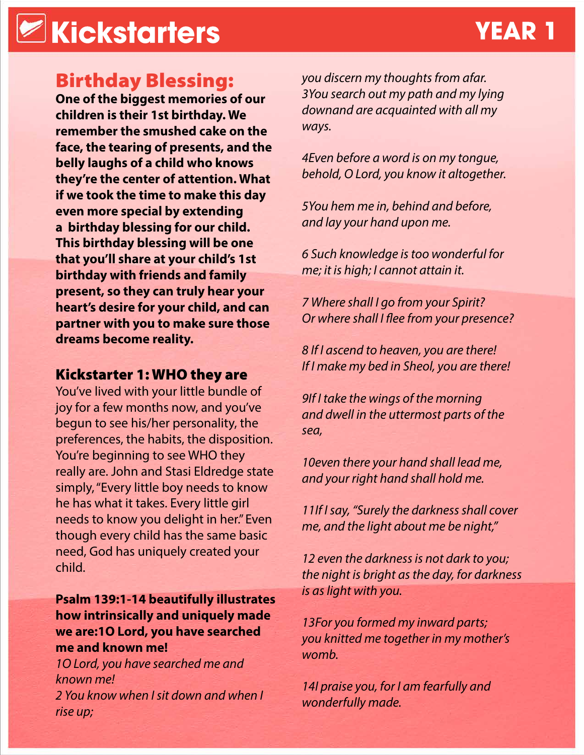# Kickstarters YEAR 1

## Birthday Blessing:

**One of the biggest memories of our children is their 1st birthday. We remember the smushed cake on the face, the tearing of presents, and the belly laughs of a child who knows they're the center of attention. What if we took the time to make this day even more special by extending a birthday blessing for our child. This birthday blessing will be one that you'll share at your child's 1st birthday with friends and family present, so they can truly hear your heart's desire for your child, and can partner with you to make sure those dreams become reality.**

### Kickstarter 1: WHO they are

You've lived with your little bundle of joy for a few months now, and you've begun to see his/her personality, the preferences, the habits, the disposition. You're beginning to see WHO they really are. John and Stasi Eldredge state simply, "Every little boy needs to know he has what it takes. Every little girl needs to know you delight in her." Even though every child has the same basic need, God has uniquely created your child.

**Psalm 139:1-14 beautifully illustrates how intrinsically and uniquely made we are:1O Lord, you have searched me and known me!**

*1O Lord, you have searched me and known me!*
*2 You know when I sit down and when I rise up;*
*you discern my thoughts from afar.*
*3You search out my path and my lying downand are acquainted with all my ways.*

*4Even before a word is on my tongue, behold, O Lord, you know it altogether.*

*5You hem me in, behind and before, and lay your hand upon me.*

*6 Such knowledge is too wonderful for me; it is high; I cannot attain it.*

*7 Where shall I go from your Spirit? Or where shall I flee from your presence?*

*8 If I ascend to heaven, you are there! If I make my bed in Sheol, you are there!*

*9If I take the wings of the morning and dwell in the uttermost parts of the sea,*

*10even there your hand shall lead me, and your right hand shall hold me.*

*11If I say, "Surely the darkness shall cover me, and the light about me be night,"*

*12 even the darkness is not dark to you; the night is bright as the day, for darkness is as light with you.*

*13For you formed my inward parts; you knitted me together in my mother's womb.*

*14I praise you, for I am fearfully and wonderfully made.*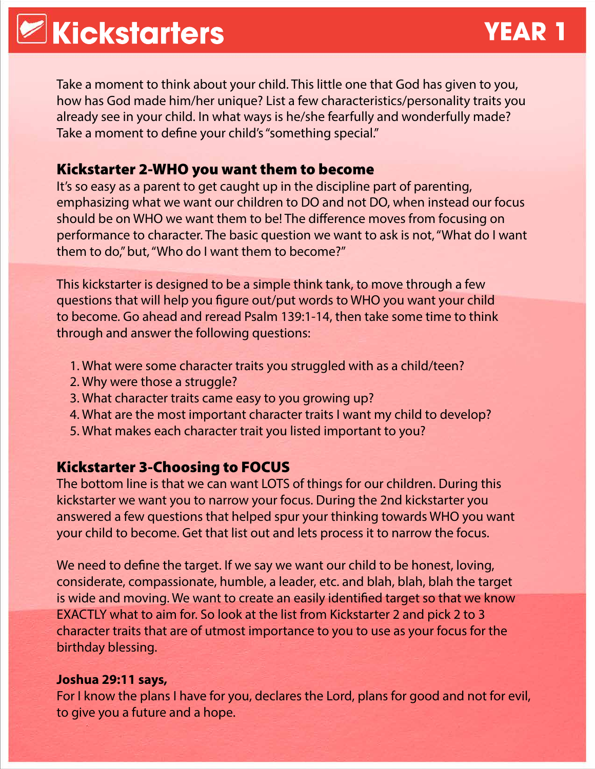# Kickstarters YEAR 1

Take a moment to think about your child. This little one that God has given to you, how has God made him/her unique? List a few characteristics/personality traits you already see in your child. In what ways is he/she fearfully and wonderfully made? Take a moment to define your child's "something special."

## Kickstarter 2-WHO you want them to become

It's so easy as a parent to get caught up in the discipline part of parenting, emphasizing what we want our children to DO and not DO, when instead our focus should be on WHO we want them to be! The difference moves from focusing on performance to character. The basic question we want to ask is not, "What do I want them to do," but, "Who do I want them to become?"

This kickstarter is designed to be a simple think tank, to move through a few questions that will help you figure out/put words to WHO you want your child to become. Go ahead and reread Psalm 139:1-14, then take some time to think through and answer the following questions:

1. What were some character traits you struggled with as a child/teen?
2. Why were those a struggle?
3. What character traits came easy to you growing up?
4. What are the most important character traits I want my child to develop?
5. What makes each character trait you listed important to you?

## Kickstarter 3-Choosing to FOCUS

The bottom line is that we can want LOTS of things for our children. During this kickstarter we want you to narrow your focus. During the 2nd kickstarter you answered a few questions that helped spur your thinking towards WHO you want your child to become. Get that list out and lets process it to narrow the focus.

We need to define the target. If we say we want our child to be honest, loving, considerate, compassionate, humble, a leader, etc. and blah, blah, blah the target is wide and moving. We want to create an easily identified target so that we know EXACTLY what to aim for. So look at the list from Kickstarter 2 and pick 2 to 3 character traits that are of utmost importance to you to use as your focus for the birthday blessing.

**Joshua 29:11 says,**
For I know the plans I have for you, declares the Lord, plans for good and not for evil, to give you a future and a hope.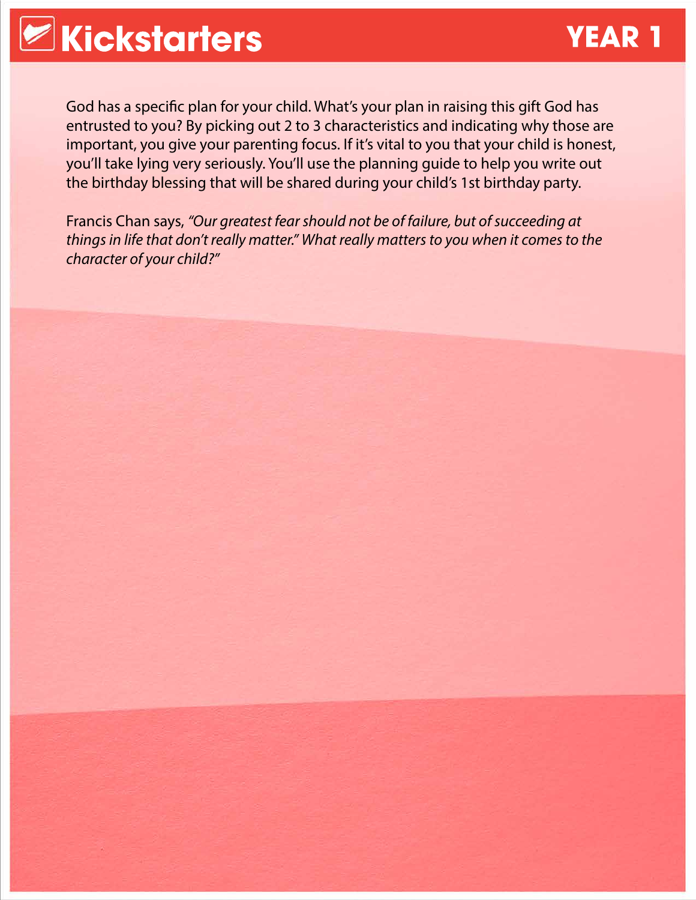# Kickstarters YEAR 1

God has a specific plan for your child. What's your plan in raising this gift God has entrusted to you? By picking out 2 to 3 characteristics and indicating why those are important, you give your parenting focus. If it's vital to you that your child is honest, you'll take lying very seriously. You'll use the planning guide to help you write out the birthday blessing that will be shared during your child's 1st birthday party.

Francis Chan says, *"Our greatest fear should not be of failure, but of succeeding at things in life that don't really matter." What really matters to you when it comes to the character of your child?"*